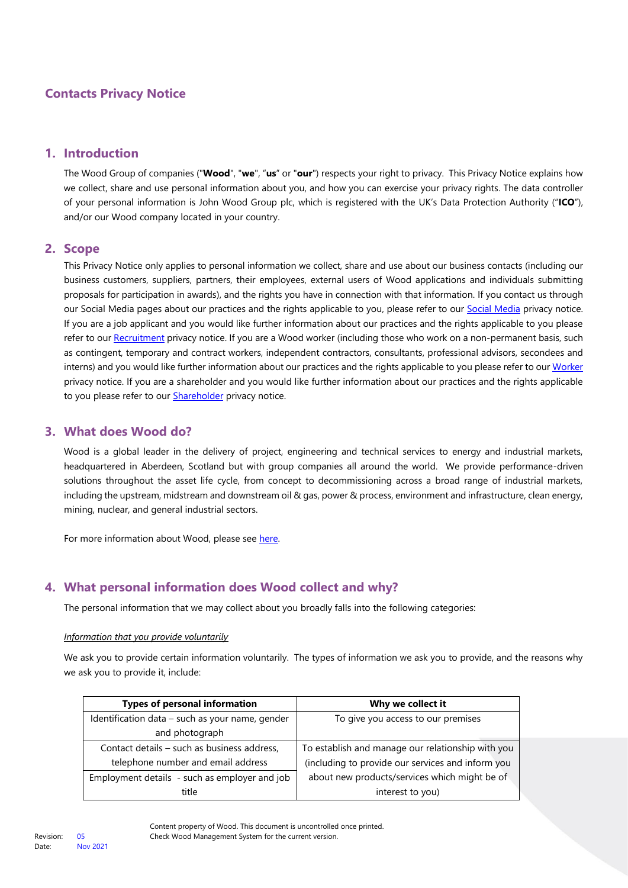# Contacts Privacy Notice

## 1. Introduction

The Wood Group of companies ("**Wood**", "**we**", "**us**" or "**our**") respects your right to privacy. This Privacy Notice explains how we collect, share and use personal information about you, and how you can exercise your privacy rights. The data controller of your personal information is John Wood Group plc, which is registered with the UK's Data Protection Authority ("**ICO**"), and/or our Wood company located in your country.

## 2. Scope

This Privacy Notice only applies to personal information we collect, share and use about our business contacts (including our business customers, suppliers, partners, their employees, external users of Wood applications and individuals submitting proposals for participation in awards), and the rights you have in connection with that information. If you contact us through our Social Media pages about our practices and the rights applicable to you, please refer to our Social Media privacy notice. If you are a job applicant and you would like further information about our practices and the rights applicable to you please refer to our Recruitment privacy notice. If you are a Wood worker (including those who work on a non-permanent basis, such as contingent, temporary and contract workers, independent contractors, consultants, professional advisors, secondees and interns) and you would like further information about our practices and the rights applicable to you please refer to our Worker privacy notice. If you are a shareholder and you would like further information about our practices and the rights applicable to you please refer to our Shareholder privacy notice.

## 3. What does Wood do?

Wood is a global leader in the delivery of project, engineering and technical services to energy and industrial markets, headquartered in Aberdeen, Scotland but with group companies all around the world. We provide performance-driven solutions throughout the asset life cycle, from concept to decommissioning across a broad range of industrial markets, including the upstream, midstream and downstream oil & gas, power & process, environment and infrastructure, clean energy, mining, nuclear, and general industrial sectors.

For more information about Wood, please see here.

## 4. What personal information does Wood collect and why?

The personal information that we may collect about you broadly falls into the following categories:

*Information that you provide voluntarily*

We ask you to provide certain information voluntarily. The types of information we ask you to provide, and the reasons why we ask you to provide it, include:

| Types of personal information | Why we collect it |
|---|---|
| Identification data – such as your name, gender and photograph | To give you access to our premises |
| Contact details – such as business address, telephone number and email address | To establish and manage our relationship with you (including to provide our services and inform you about new products/services which might be of interest to you) |
| Employment details - such as employer and job title | |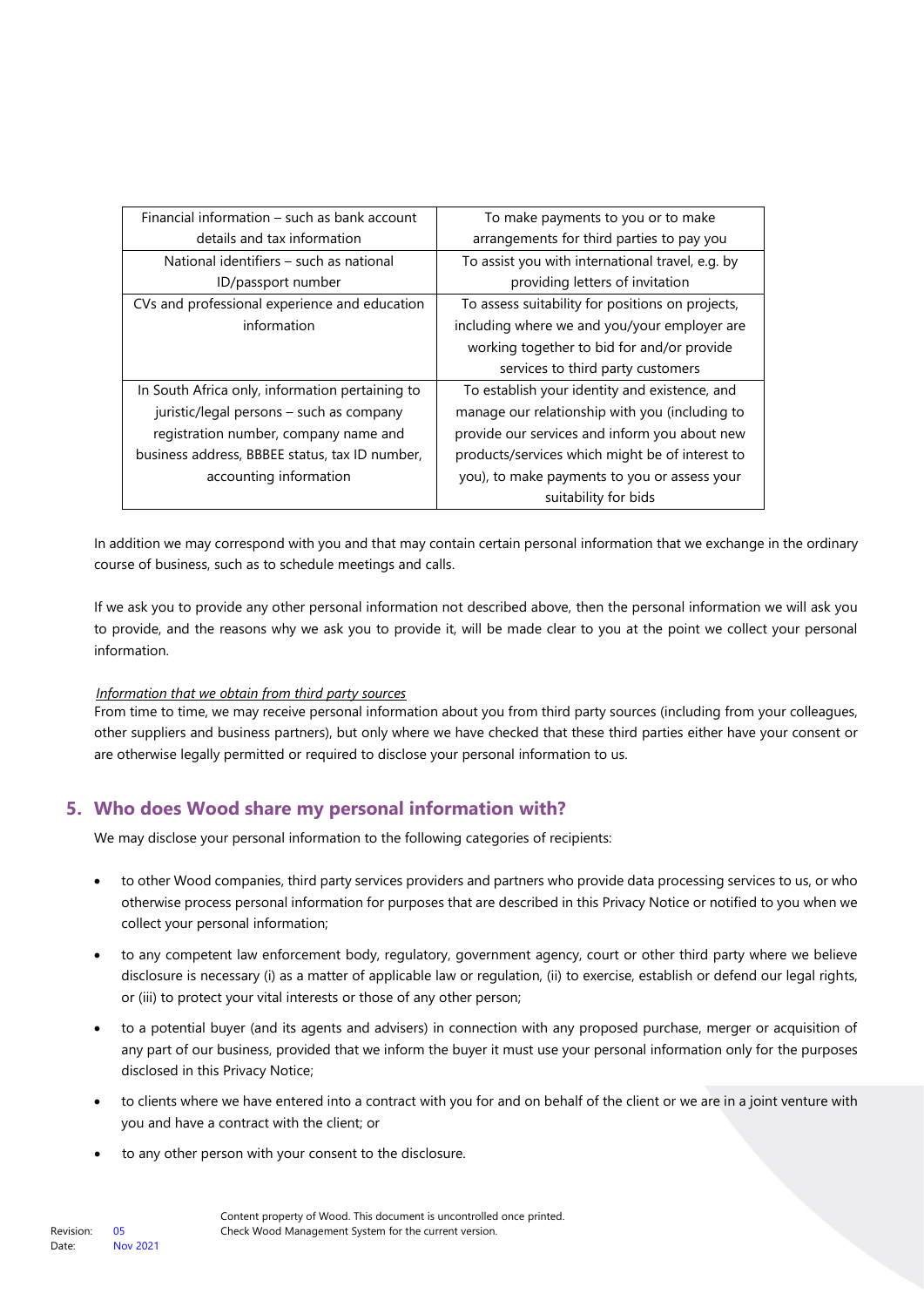| Financial information – such as bank account details and tax information | To make payments to you or to make arrangements for third parties to pay you |
|---|---|
| National identifiers – such as national ID/passport number | To assist you with international travel, e.g. by providing letters of invitation |
| CVs and professional experience and education information | To assess suitability for positions on projects, including where we and you/your employer are working together to bid for and/or provide services to third party customers |
| In South Africa only, information pertaining to juristic/legal persons – such as company registration number, company name and business address, BBBEE status, tax ID number, accounting information | To establish your identity and existence, and manage our relationship with you (including to provide our services and inform you about new products/services which might be of interest to you), to make payments to you or assess your suitability for bids |

In addition we may correspond with you and that may contain certain personal information that we exchange in the ordinary course of business, such as to schedule meetings and calls.

If we ask you to provide any other personal information not described above, then the personal information we will ask you to provide, and the reasons why we ask you to provide it, will be made clear to you at the point we collect your personal information.

*Information that we obtain from third party sources*

From time to time, we may receive personal information about you from third party sources (including from your colleagues, other suppliers and business partners), but only where we have checked that these third parties either have your consent or are otherwise legally permitted or required to disclose your personal information to us.

## 5. Who does Wood share my personal information with?

We may disclose your personal information to the following categories of recipients:

- to other Wood companies, third party services providers and partners who provide data processing services to us, or who otherwise process personal information for purposes that are described in this Privacy Notice or notified to you when we collect your personal information;
- to any competent law enforcement body, regulatory, government agency, court or other third party where we believe disclosure is necessary (i) as a matter of applicable law or regulation, (ii) to exercise, establish or defend our legal rights, or (iii) to protect your vital interests or those of any other person;
- to a potential buyer (and its agents and advisers) in connection with any proposed purchase, merger or acquisition of any part of our business, provided that we inform the buyer it must use your personal information only for the purposes disclosed in this Privacy Notice;
- to clients where we have entered into a contract with you for and on behalf of the client or we are in a joint venture with you and have a contract with the client; or
- to any other person with your consent to the disclosure.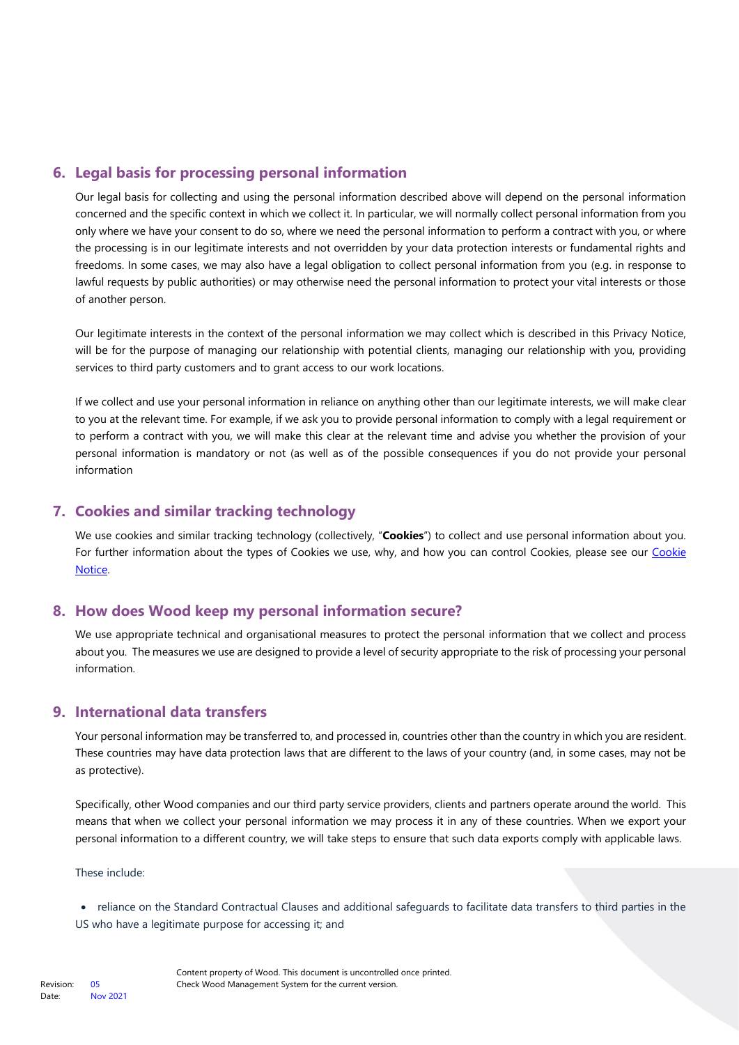## 6. Legal basis for processing personal information

Our legal basis for collecting and using the personal information described above will depend on the personal information concerned and the specific context in which we collect it. In particular, we will normally collect personal information from you only where we have your consent to do so, where we need the personal information to perform a contract with you, or where the processing is in our legitimate interests and not overridden by your data protection interests or fundamental rights and freedoms. In some cases, we may also have a legal obligation to collect personal information from you (e.g. in response to lawful requests by public authorities) or may otherwise need the personal information to protect your vital interests or those of another person.

Our legitimate interests in the context of the personal information we may collect which is described in this Privacy Notice, will be for the purpose of managing our relationship with potential clients, managing our relationship with you, providing services to third party customers and to grant access to our work locations.

If we collect and use your personal information in reliance on anything other than our legitimate interests, we will make clear to you at the relevant time. For example, if we ask you to provide personal information to comply with a legal requirement or to perform a contract with you, we will make this clear at the relevant time and advise you whether the provision of your personal information is mandatory or not (as well as of the possible consequences if you do not provide your personal information

## 7. Cookies and similar tracking technology

We use cookies and similar tracking technology (collectively, "**Cookies**") to collect and use personal information about you. For further information about the types of Cookies we use, why, and how you can control Cookies, please see our Cookie Notice.

## 8. How does Wood keep my personal information secure?

We use appropriate technical and organisational measures to protect the personal information that we collect and process about you. The measures we use are designed to provide a level of security appropriate to the risk of processing your personal information.

## 9. International data transfers

Your personal information may be transferred to, and processed in, countries other than the country in which you are resident. These countries may have data protection laws that are different to the laws of your country (and, in some cases, may not be as protective).

Specifically, other Wood companies and our third party service providers, clients and partners operate around the world. This means that when we collect your personal information we may process it in any of these countries. When we export your personal information to a different country, we will take steps to ensure that such data exports comply with applicable laws.

These include:

- reliance on the Standard Contractual Clauses and additional safeguards to facilitate data transfers to third parties in the US who have a legitimate purpose for accessing it; and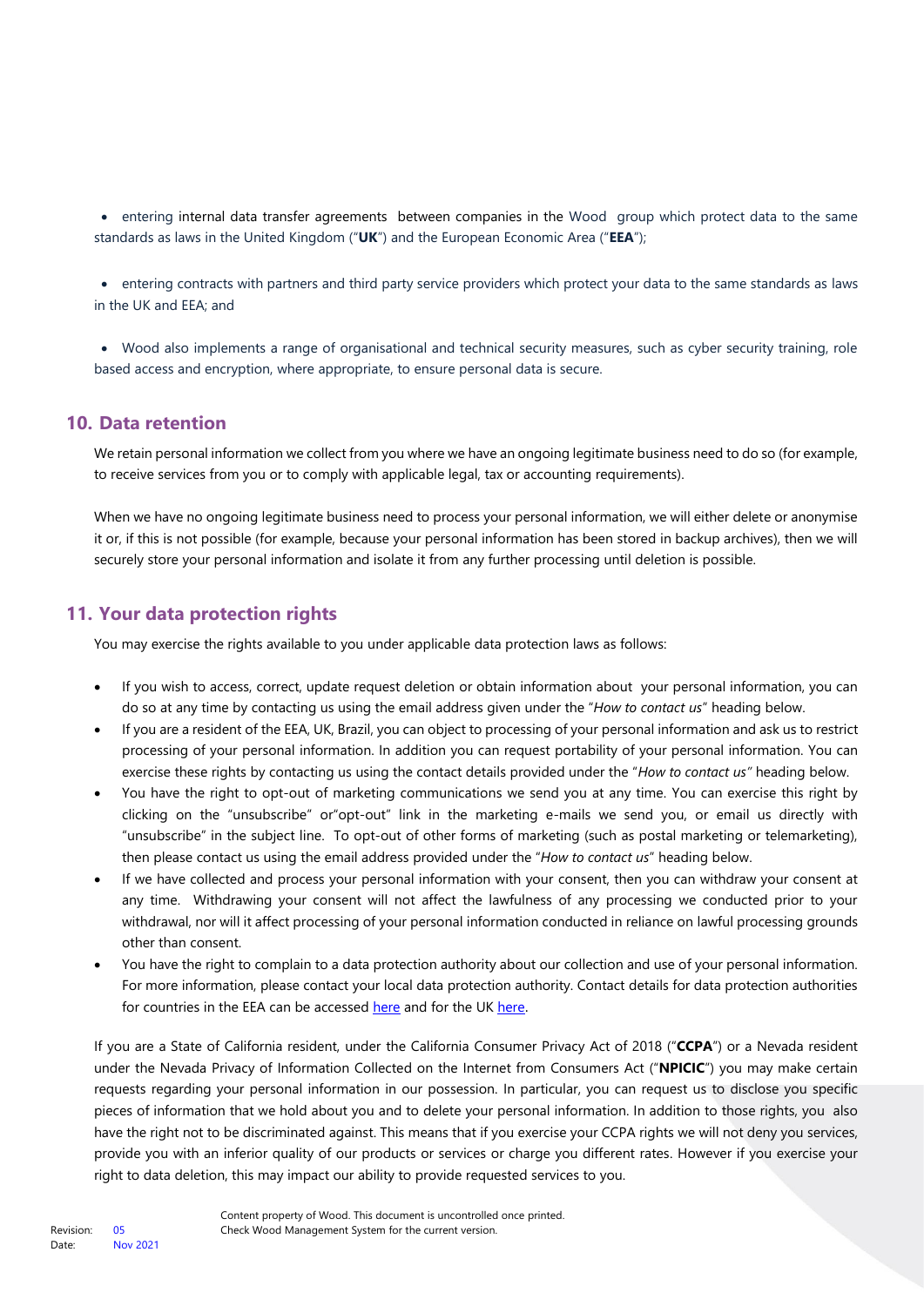- entering internal data transfer agreements between companies in the Wood group which protect data to the same standards as laws in the United Kingdom ("**UK**") and the European Economic Area ("**EEA**");

- entering contracts with partners and third party service providers which protect your data to the same standards as laws in the UK and EEA; and

- Wood also implements a range of organisational and technical security measures, such as cyber security training, role based access and encryption, where appropriate, to ensure personal data is secure.

## 10. Data retention

We retain personal information we collect from you where we have an ongoing legitimate business need to do so (for example, to receive services from you or to comply with applicable legal, tax or accounting requirements).

When we have no ongoing legitimate business need to process your personal information, we will either delete or anonymise it or, if this is not possible (for example, because your personal information has been stored in backup archives), then we will securely store your personal information and isolate it from any further processing until deletion is possible.

## 11. Your data protection rights

You may exercise the rights available to you under applicable data protection laws as follows:

- If you wish to access, correct, update request deletion or obtain information about your personal information, you can do so at any time by contacting us using the email address given under the "*How to contact us*" heading below.
- If you are a resident of the EEA, UK, Brazil, you can object to processing of your personal information and ask us to restrict processing of your personal information. In addition you can request portability of your personal information. You can exercise these rights by contacting us using the contact details provided under the "*How to contact us"* heading below.
- You have the right to opt-out of marketing communications we send you at any time. You can exercise this right by clicking on the "unsubscribe" or"opt-out" link in the marketing e-mails we send you, or email us directly with "unsubscribe" in the subject line. To opt-out of other forms of marketing (such as postal marketing or telemarketing), then please contact us using the email address provided under the "*How to contact us*" heading below.
- If we have collected and process your personal information with your consent, then you can withdraw your consent at any time. Withdrawing your consent will not affect the lawfulness of any processing we conducted prior to your withdrawal, nor will it affect processing of your personal information conducted in reliance on lawful processing grounds other than consent.
- You have the right to complain to a data protection authority about our collection and use of your personal information. For more information, please contact your local data protection authority. Contact details for data protection authorities for countries in the EEA can be accessed here and for the UK here.

If you are a State of California resident, under the California Consumer Privacy Act of 2018 ("**CCPA**") or a Nevada resident under the Nevada Privacy of Information Collected on the Internet from Consumers Act ("**NPICIC**") you may make certain requests regarding your personal information in our possession. In particular, you can request us to disclose you specific pieces of information that we hold about you and to delete your personal information. In addition to those rights, you also have the right not to be discriminated against. This means that if you exercise your CCPA rights we will not deny you services, provide you with an inferior quality of our products or services or charge you different rates. However if you exercise your right to data deletion, this may impact our ability to provide requested services to you.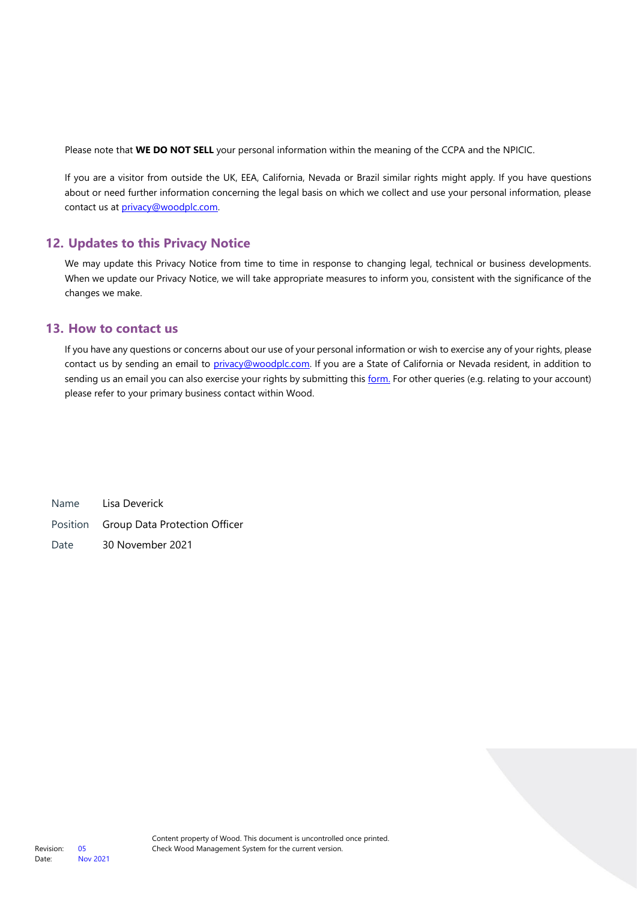Please note that **WE DO NOT SELL** your personal information within the meaning of the CCPA and the NPICIC.

If you are a visitor from outside the UK, EEA, California, Nevada or Brazil similar rights might apply. If you have questions about or need further information concerning the legal basis on which we collect and use your personal information, please contact us at privacy@woodplc.com.

## 12. Updates to this Privacy Notice

We may update this Privacy Notice from time to time in response to changing legal, technical or business developments. When we update our Privacy Notice, we will take appropriate measures to inform you, consistent with the significance of the changes we make.

## 13. How to contact us

If you have any questions or concerns about our use of your personal information or wish to exercise any of your rights, please contact us by sending an email to privacy@woodplc.com. If you are a State of California or Nevada resident, in addition to sending us an email you can also exercise your rights by submitting this form. For other queries (e.g. relating to your account) please refer to your primary business contact within Wood.

| | |
|---|---|
| Name | Lisa Deverick |
| Position | Group Data Protection Officer |
| Date | 30 November 2021 |